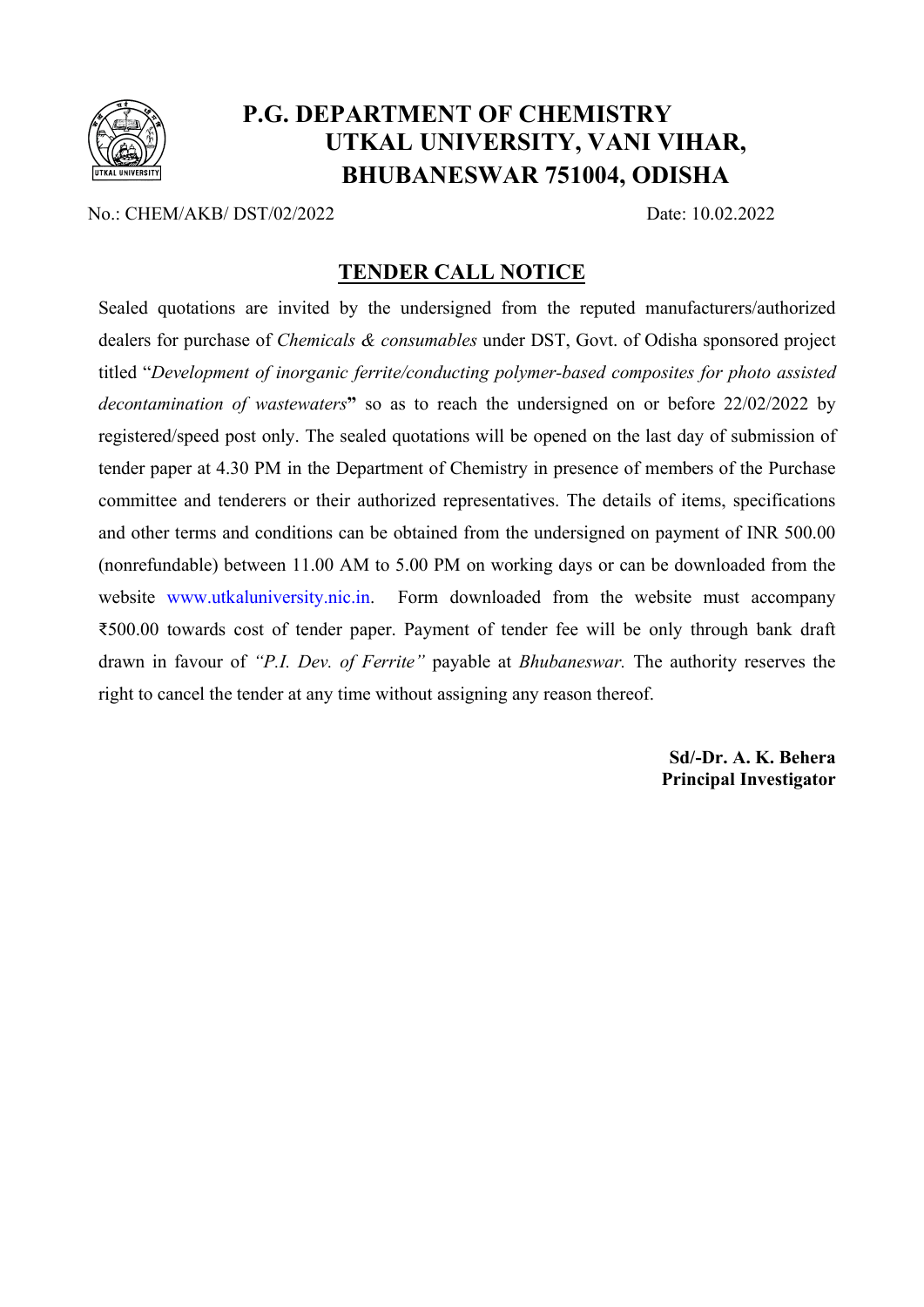# P.G. DEPARTMENT OF CHEMISTRY
## UTKAL UNIVERSITY, VANI VIHAR, BHUBANESWAR 751004, ODISHA

No.: CHEM/AKB/ DST/02/2022 Date: 10.02.2022

## TENDER CALL NOTICE

Sealed quotations are invited by the undersigned from the reputed manufacturers/authorized dealers for purchase of *Chemicals & consumables* under DST, Govt. of Odisha sponsored project titled "*Development of inorganic ferrite/conducting polymer-based composites for photo assisted decontamination of wastewaters*" so as to reach the undersigned on or before 22/02/2022 by registered/speed post only. The sealed quotations will be opened on the last day of submission of tender paper at 4.30 PM in the Department of Chemistry in presence of members of the Purchase committee and tenderers or their authorized representatives. The details of items, specifications and other terms and conditions can be obtained from the undersigned on payment of INR 500.00 (nonrefundable) between 11.00 AM to 5.00 PM on working days or can be downloaded from the website www.utkaluniversity.nic.in. Form downloaded from the website must accompany ₹500.00 towards cost of tender paper. Payment of tender fee will be only through bank draft drawn in favour of *"P.I. Dev. of Ferrite"* payable at *Bhubaneswar.* The authority reserves the right to cancel the tender at any time without assigning any reason thereof.

**Sd/-Dr. A. K. Behera**
**Principal Investigator**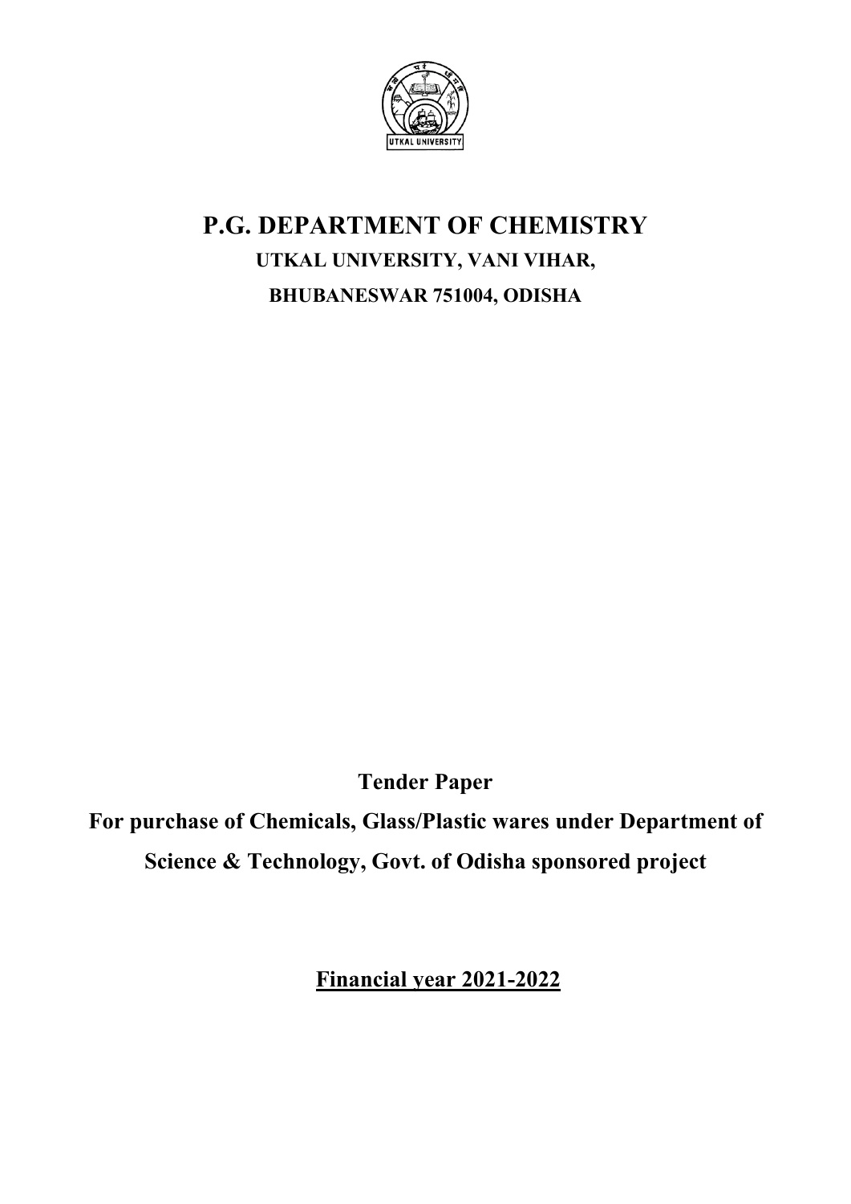# P.G. DEPARTMENT OF CHEMISTRY

**UTKAL UNIVERSITY, VANI VIHAR,**

**BHUBANESWAR 751004, ODISHA**

**Tender Paper**

**For purchase of Chemicals, Glass/Plastic wares under Department of Science & Technology, Govt. of Odisha sponsored project**

**<u>Financial year 2021-2022</u>**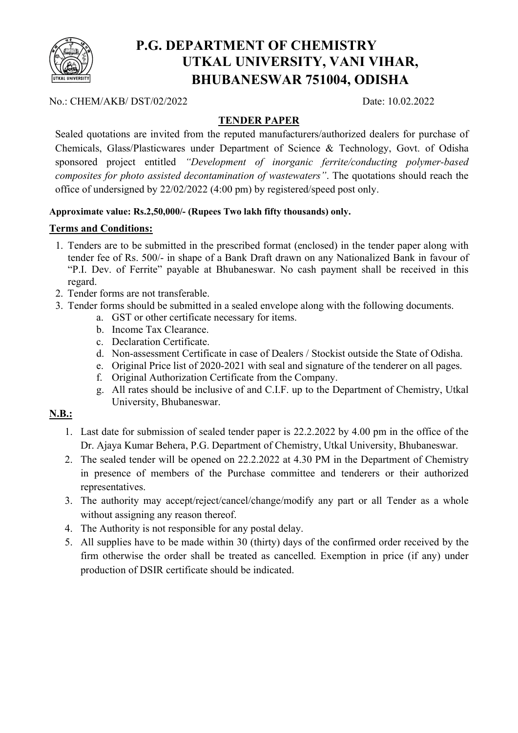# P.G. DEPARTMENT OF CHEMISTRY
## UTKAL UNIVERSITY, VANI VIHAR,
## BHUBANESWAR 751004, ODISHA

No.: CHEM/AKB/ DST/02/2022 Date: 10.02.2022

**TENDER PAPER**

Sealed quotations are invited from the reputed manufacturers/authorized dealers for purchase of Chemicals, Glass/Plasticwares under Department of Science & Technology, Govt. of Odisha sponsored project entitled *"Development of inorganic ferrite/conducting polymer-based composites for photo assisted decontamination of wastewaters"*. The quotations should reach the office of undersigned by 22/02/2022 (4:00 pm) by registered/speed post only.

**Approximate value: Rs.2,50,000/- (Rupees Two lakh fifty thousands) only.**

**Terms and Conditions:**

1. Tenders are to be submitted in the prescribed format (enclosed) in the tender paper along with tender fee of Rs. 500/- in shape of a Bank Draft drawn on any Nationalized Bank in favour of "P.I. Dev. of Ferrite" payable at Bhubaneswar. No cash payment shall be received in this regard.
2. Tender forms are not transferable.
3. Tender forms should be submitted in a sealed envelope along with the following documents.
   a. GST or other certificate necessary for items.
   b. Income Tax Clearance.
   c. Declaration Certificate.
   d. Non-assessment Certificate in case of Dealers / Stockist outside the State of Odisha.
   e. Original Price list of 2020-2021 with seal and signature of the tenderer on all pages.
   f. Original Authorization Certificate from the Company.
   g. All rates should be inclusive of and C.I.F. up to the Department of Chemistry, Utkal University, Bhubaneswar.

**N.B.:**

1. Last date for submission of sealed tender paper is 22.2.2022 by 4.00 pm in the office of the Dr. Ajaya Kumar Behera, P.G. Department of Chemistry, Utkal University, Bhubaneswar.
2. The sealed tender will be opened on 22.2.2022 at 4.30 PM in the Department of Chemistry in presence of members of the Purchase committee and tenderers or their authorized representatives.
3. The authority may accept/reject/cancel/change/modify any part or all Tender as a whole without assigning any reason thereof.
4. The Authority is not responsible for any postal delay.
5. All supplies have to be made within 30 (thirty) days of the confirmed order received by the firm otherwise the order shall be treated as cancelled. Exemption in price (if any) under production of DSIR certificate should be indicated.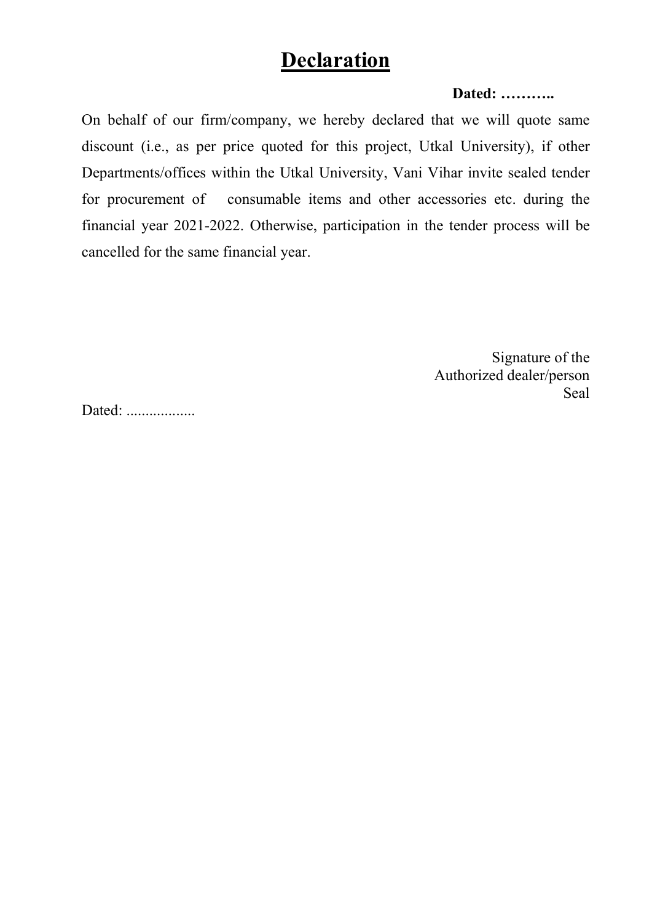# Declaration

**Dated: ………..**

On behalf of our firm/company, we hereby declared that we will quote same discount (i.e., as per price quoted for this project, Utkal University), if other Departments/offices within the Utkal University, Vani Vihar invite sealed tender for procurement of consumable items and other accessories etc. during the financial year 2021-2022. Otherwise, participation in the tender process will be cancelled for the same financial year.

Signature of the
Authorized dealer/person
Seal

Dated: ..................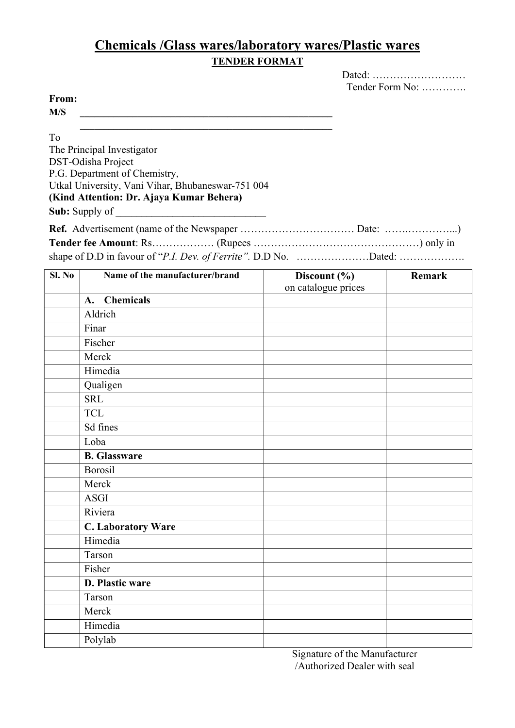# Chemicals /Glass wares/laboratory wares/Plastic wares

**TENDER FORMAT**

Dated: ………………………

Tender Form No: ………….

**From:**

**M/S** ______________________________________________

______________________________________________

To
The Principal Investigator
DST-Odisha Project
P.G. Department of Chemistry,
Utkal University, Vani Vihar, Bhubaneswar-751 004
**(Kind Attention: Dr. Ajaya Kumar Behera)**

**Sub:** Supply of ___________________________

**Ref.** Advertisement (name of the Newspaper …………………………… Date: …….…………...)

**Tender fee Amount**: Rs……………… (Rupees …………………………………………) only in shape of D.D in favour of "*P.I. Dev. of Ferrite*". D.D No. …………………Dated: ……………….

| Sl. No | Name of the manufacturer/brand | **Discount (%)** on catalogue prices | Remark |
|---|---|---|---|
| | **A. Chemicals** | | |
| | Aldrich | | |
| | Finar | | |
| | Fischer | | |
| | Merck | | |
| | Himedia | | |
| | Qualigen | | |
| | SRL | | |
| | TCL | | |
| | Sd fines | | |
| | Loba | | |
| | **B. Glassware** | | |
| | Borosil | | |
| | Merck | | |
| | ASGI | | |
| | Riviera | | |
| | **C. Laboratory Ware** | | |
| | Himedia | | |
| | Tarson | | |
| | Fisher | | |
| | **D. Plastic ware** | | |
| | Tarson | | |
| | Merck | | |
| | Himedia | | |
| | Polylab | | |

Signature of the Manufacturer
/Authorized Dealer with seal